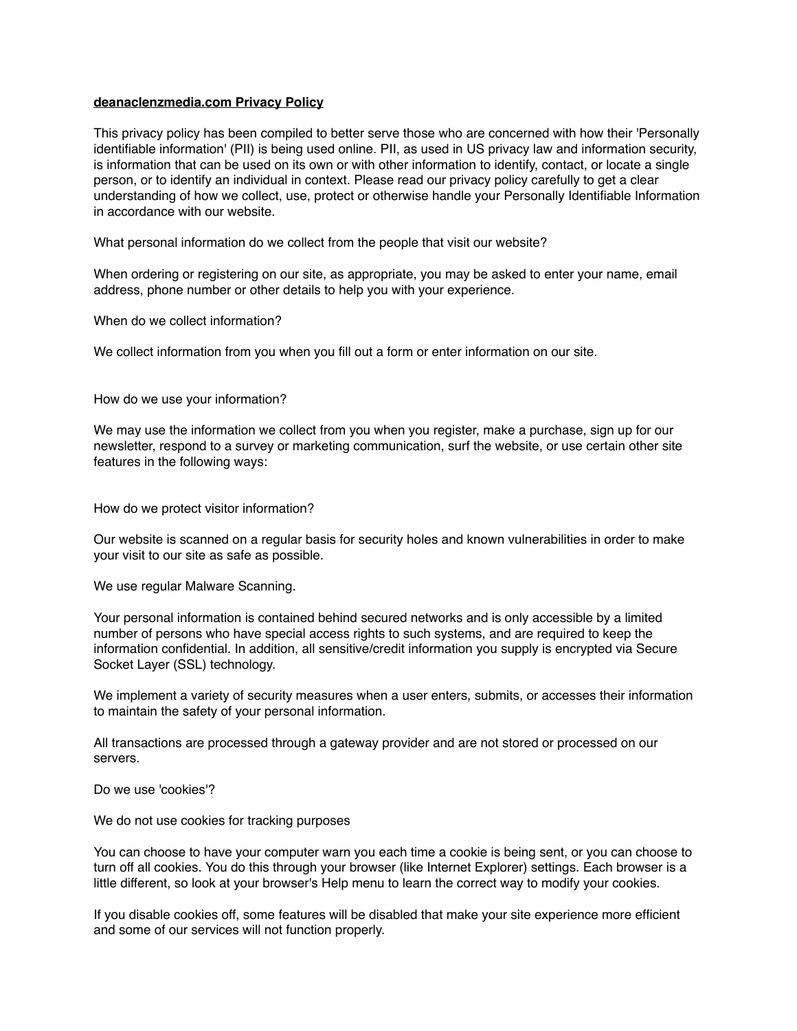**deanaclenzmedia.com Privacy Policy**

This privacy policy has been compiled to better serve those who are concerned with how their 'Personally identifiable information' (PII) is being used online. PII, as used in US privacy law and information security, is information that can be used on its own or with other information to identify, contact, or locate a single person, or to identify an individual in context. Please read our privacy policy carefully to get a clear understanding of how we collect, use, protect or otherwise handle your Personally Identifiable Information in accordance with our website.

What personal information do we collect from the people that visit our website?

When ordering or registering on our site, as appropriate, you may be asked to enter your name, email address, phone number or other details to help you with your experience.

When do we collect information?

We collect information from you when you fill out a form or enter information on our site.

How do we use your information?

We may use the information we collect from you when you register, make a purchase, sign up for our newsletter, respond to a survey or marketing communication, surf the website, or use certain other site features in the following ways:

How do we protect visitor information?

Our website is scanned on a regular basis for security holes and known vulnerabilities in order to make your visit to our site as safe as possible.

We use regular Malware Scanning.

Your personal information is contained behind secured networks and is only accessible by a limited number of persons who have special access rights to such systems, and are required to keep the information confidential. In addition, all sensitive/credit information you supply is encrypted via Secure Socket Layer (SSL) technology.

We implement a variety of security measures when a user enters, submits, or accesses their information to maintain the safety of your personal information.

All transactions are processed through a gateway provider and are not stored or processed on our servers.

Do we use 'cookies'?

We do not use cookies for tracking purposes

You can choose to have your computer warn you each time a cookie is being sent, or you can choose to turn off all cookies. You do this through your browser (like Internet Explorer) settings. Each browser is a little different, so look at your browser's Help menu to learn the correct way to modify your cookies.

If you disable cookies off, some features will be disabled that make your site experience more efficient and some of our services will not function properly.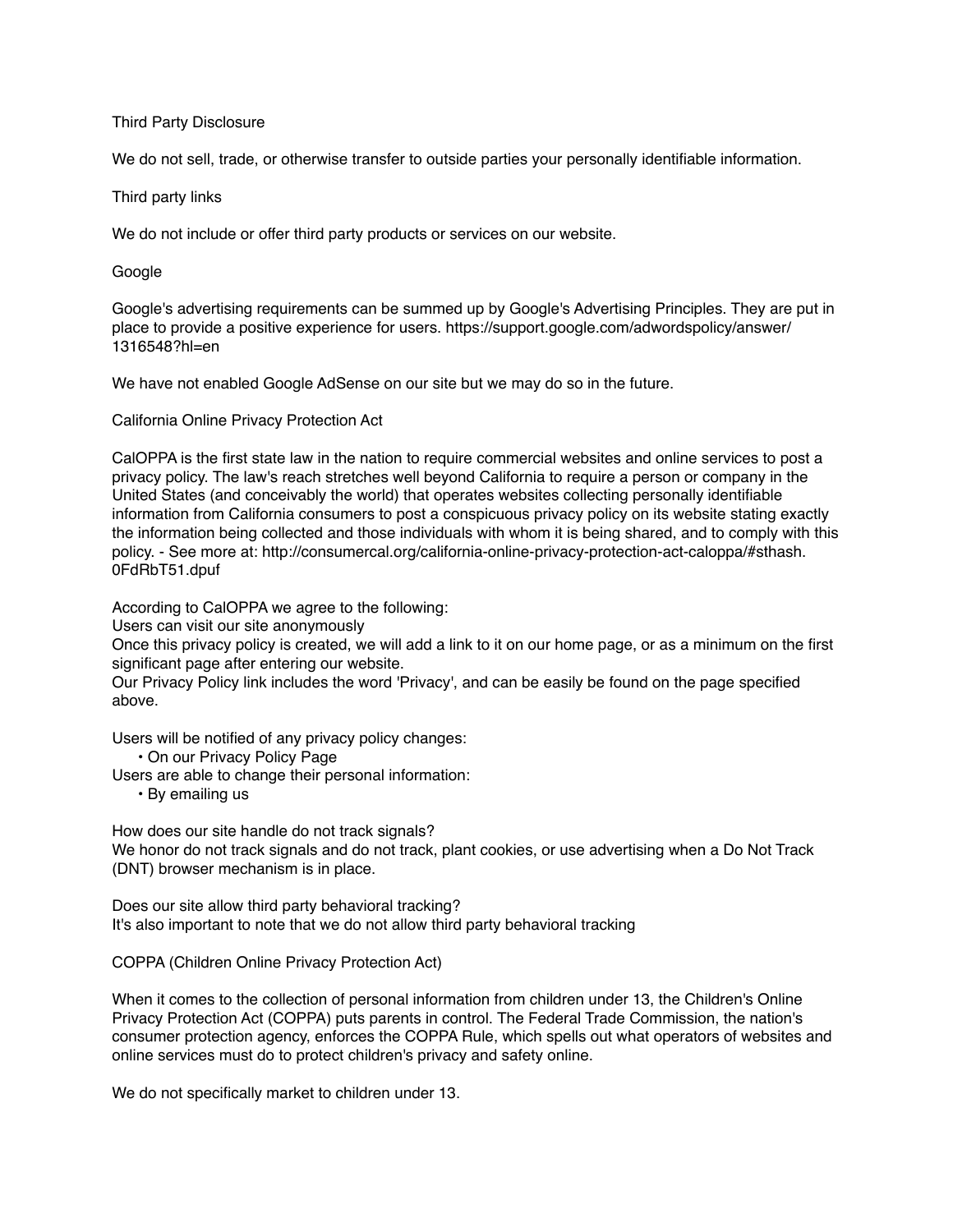## Third Party Disclosure

We do not sell, trade, or otherwise transfer to outside parties your personally identifiable information.

## Third party links

We do not include or offer third party products or services on our website.

## Google

Google's advertising requirements can be summed up by Google's Advertising Principles. They are put in place to provide a positive experience for users. https://support.google.com/adwordspolicy/answer/1316548?hl=en

We have not enabled Google AdSense on our site but we may do so in the future.

## California Online Privacy Protection Act

CalOPPA is the first state law in the nation to require commercial websites and online services to post a privacy policy. The law's reach stretches well beyond California to require a person or company in the United States (and conceivably the world) that operates websites collecting personally identifiable information from California consumers to post a conspicuous privacy policy on its website stating exactly the information being collected and those individuals with whom it is being shared, and to comply with this policy. - See more at: http://consumercal.org/california-online-privacy-protection-act-caloppa/#sthash.0FdRbT51.dpuf

According to CalOPPA we agree to the following:
Users can visit our site anonymously
Once this privacy policy is created, we will add a link to it on our home page, or as a minimum on the first significant page after entering our website.
Our Privacy Policy link includes the word 'Privacy', and can be easily be found on the page specified above.

Users will be notified of any privacy policy changes:
- On our Privacy Policy Page

Users are able to change their personal information:
- By emailing us

How does our site handle do not track signals?
We honor do not track signals and do not track, plant cookies, or use advertising when a Do Not Track (DNT) browser mechanism is in place.

Does our site allow third party behavioral tracking?
It's also important to note that we do not allow third party behavioral tracking

## COPPA (Children Online Privacy Protection Act)

When it comes to the collection of personal information from children under 13, the Children's Online Privacy Protection Act (COPPA) puts parents in control. The Federal Trade Commission, the nation's consumer protection agency, enforces the COPPA Rule, which spells out what operators of websites and online services must do to protect children's privacy and safety online.

We do not specifically market to children under 13.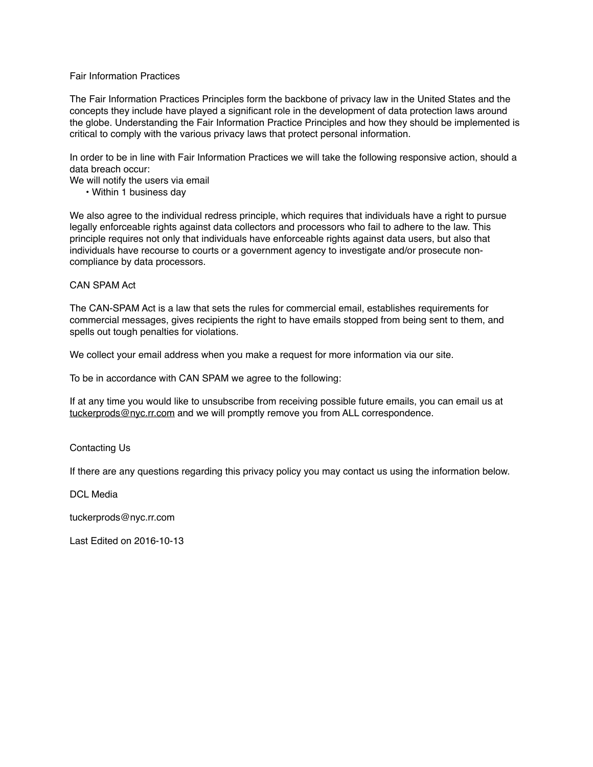## Fair Information Practices

The Fair Information Practices Principles form the backbone of privacy law in the United States and the concepts they include have played a significant role in the development of data protection laws around the globe. Understanding the Fair Information Practice Principles and how they should be implemented is critical to comply with the various privacy laws that protect personal information.

In order to be in line with Fair Information Practices we will take the following responsive action, should a data breach occur:
We will notify the users via email

- Within 1 business day

We also agree to the individual redress principle, which requires that individuals have a right to pursue legally enforceable rights against data collectors and processors who fail to adhere to the law. This principle requires not only that individuals have enforceable rights against data users, but also that individuals have recourse to courts or a government agency to investigate and/or prosecute non-compliance by data processors.

## CAN SPAM Act

The CAN-SPAM Act is a law that sets the rules for commercial email, establishes requirements for commercial messages, gives recipients the right to have emails stopped from being sent to them, and spells out tough penalties for violations.

We collect your email address when you make a request for more information via our site.

To be in accordance with CAN SPAM we agree to the following:

If at any time you would like to unsubscribe from receiving possible future emails, you can email us at tuckerprods@nyc.rr.com and we will promptly remove you from ALL correspondence.

## Contacting Us

If there are any questions regarding this privacy policy you may contact us using the information below.

DCL Media

tuckerprods@nyc.rr.com

Last Edited on 2016-10-13